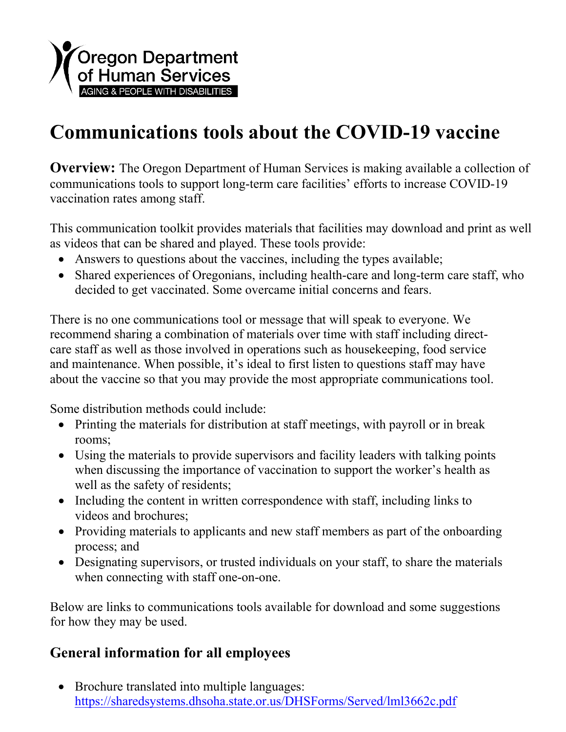Oregon Department of Human Services
AGING & PEOPLE WITH DISABILITIES

# Communications tools about the COVID-19 vaccine

**Overview:** The Oregon Department of Human Services is making available a collection of communications tools to support long-term care facilities' efforts to increase COVID-19 vaccination rates among staff.

This communication toolkit provides materials that facilities may download and print as well as videos that can be shared and played. These tools provide:

- Answers to questions about the vaccines, including the types available;
- Shared experiences of Oregonians, including health-care and long-term care staff, who decided to get vaccinated. Some overcame initial concerns and fears.

There is no one communications tool or message that will speak to everyone. We recommend sharing a combination of materials over time with staff including direct-care staff as well as those involved in operations such as housekeeping, food service and maintenance. When possible, it's ideal to first listen to questions staff may have about the vaccine so that you may provide the most appropriate communications tool.

Some distribution methods could include:

- Printing the materials for distribution at staff meetings, with payroll or in break rooms;
- Using the materials to provide supervisors and facility leaders with talking points when discussing the importance of vaccination to support the worker's health as well as the safety of residents;
- Including the content in written correspondence with staff, including links to videos and brochures;
- Providing materials to applicants and new staff members as part of the onboarding process; and
- Designating supervisors, or trusted individuals on your staff, to share the materials when connecting with staff one-on-one.

Below are links to communications tools available for download and some suggestions for how they may be used.

## General information for all employees

- Brochure translated into multiple languages: https://sharedsystems.dhsoha.state.or.us/DHSForms/Served/lml3662c.pdf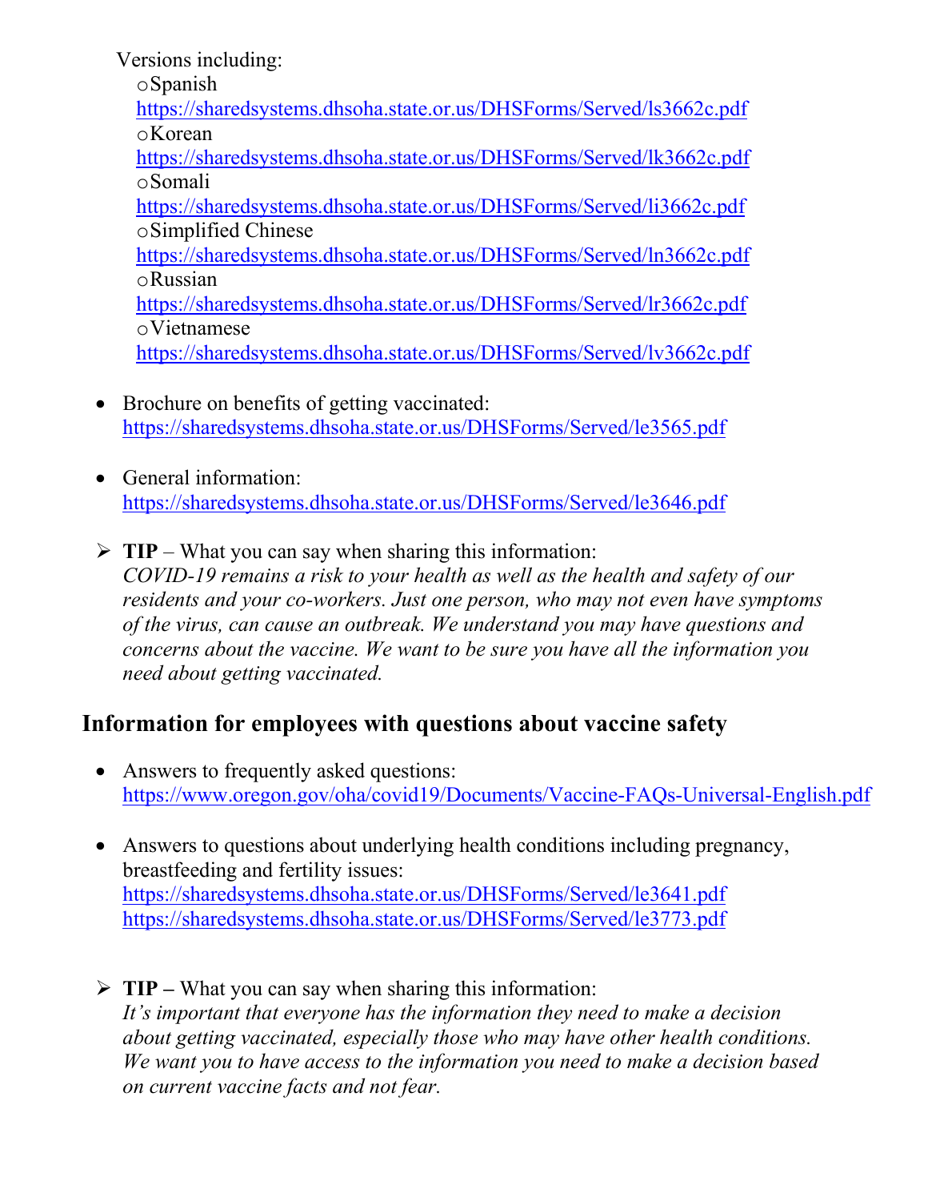Versions including:

- Spanish
  https://sharedsystems.dhsoha.state.or.us/DHSForms/Served/ls3662c.pdf
- Korean
  https://sharedsystems.dhsoha.state.or.us/DHSForms/Served/lk3662c.pdf
- Somali
  https://sharedsystems.dhsoha.state.or.us/DHSForms/Served/li3662c.pdf
- Simplified Chinese
  https://sharedsystems.dhsoha.state.or.us/DHSForms/Served/ln3662c.pdf
- Russian
  https://sharedsystems.dhsoha.state.or.us/DHSForms/Served/lr3662c.pdf
- Vietnamese
  https://sharedsystems.dhsoha.state.or.us/DHSForms/Served/lv3662c.pdf

- Brochure on benefits of getting vaccinated:
  https://sharedsystems.dhsoha.state.or.us/DHSForms/Served/le3565.pdf

- General information:
  https://sharedsystems.dhsoha.state.or.us/DHSForms/Served/le3646.pdf

> **TIP** – What you can say when sharing this information:
> *COVID-19 remains a risk to your health as well as the health and safety of our residents and your co-workers. Just one person, who may not even have symptoms of the virus, can cause an outbreak. We understand you may have questions and concerns about the vaccine. We want to be sure you have all the information you need about getting vaccinated.*

## Information for employees with questions about vaccine safety

- Answers to frequently asked questions:
  https://www.oregon.gov/oha/covid19/Documents/Vaccine-FAQs-Universal-English.pdf

- Answers to questions about underlying health conditions including pregnancy, breastfeeding and fertility issues:
  https://sharedsystems.dhsoha.state.or.us/DHSForms/Served/le3641.pdf
  https://sharedsystems.dhsoha.state.or.us/DHSForms/Served/le3773.pdf

> **TIP –** What you can say when sharing this information:
> *It's important that everyone has the information they need to make a decision about getting vaccinated, especially those who may have other health conditions. We want you to have access to the information you need to make a decision based on current vaccine facts and not fear.*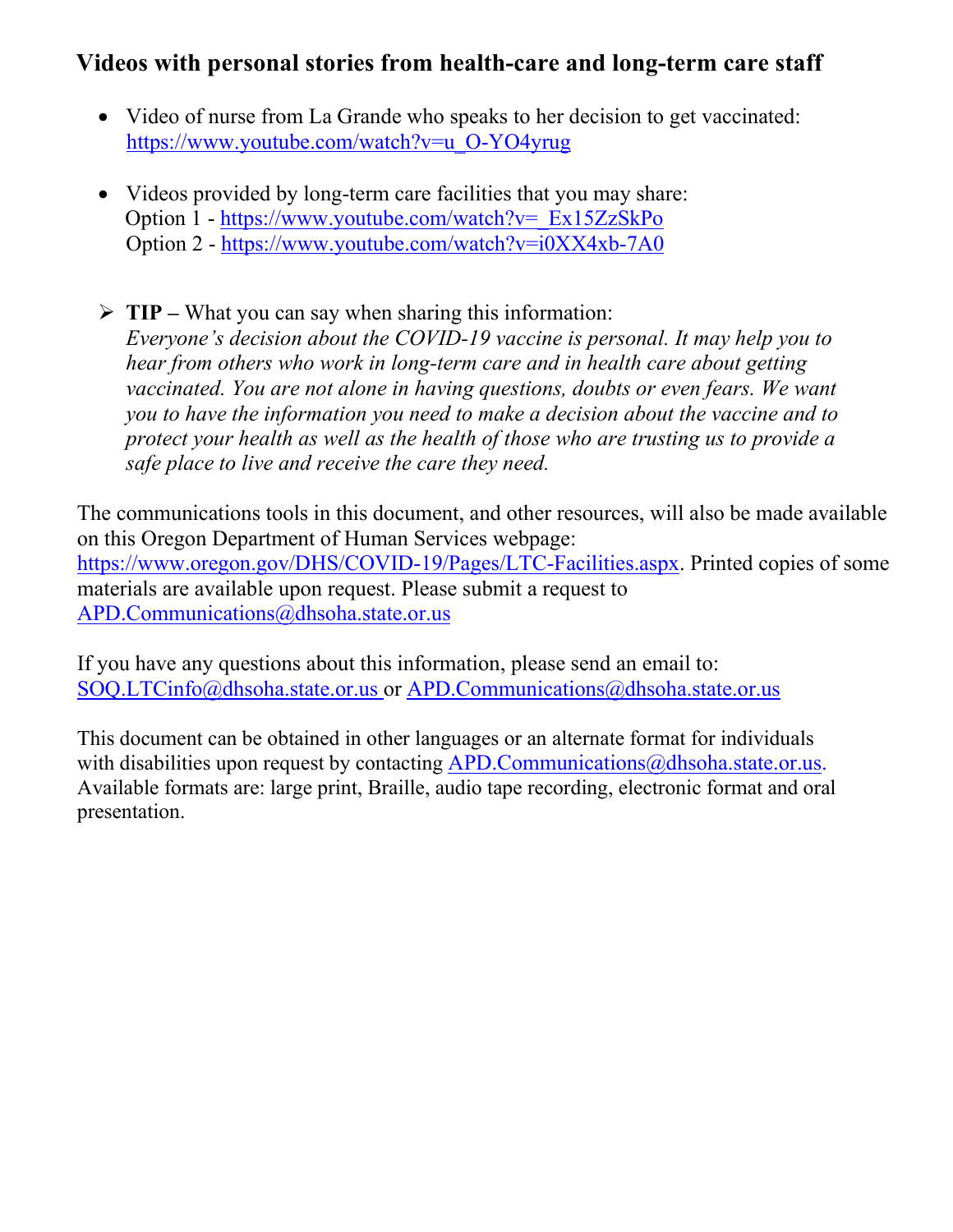## Videos with personal stories from health-care and long-term care staff

- Video of nurse from La Grande who speaks to her decision to get vaccinated: https://www.youtube.com/watch?v=u_O-YO4yrug
- Videos provided by long-term care facilities that you may share:
  Option 1 - https://www.youtube.com/watch?v=_Ex15ZzSkPo
  Option 2 - https://www.youtube.com/watch?v=i0XX4xb-7A0

> **TIP –** What you can say when sharing this information:
> *Everyone's decision about the COVID-19 vaccine is personal. It may help you to hear from others who work in long-term care and in health care about getting vaccinated. You are not alone in having questions, doubts or even fears. We want you to have the information you need to make a decision about the vaccine and to protect your health as well as the health of those who are trusting us to provide a safe place to live and receive the care they need.*

The communications tools in this document, and other resources, will also be made available on this Oregon Department of Human Services webpage: https://www.oregon.gov/DHS/COVID-19/Pages/LTC-Facilities.aspx. Printed copies of some materials are available upon request. Please submit a request to APD.Communications@dhsoha.state.or.us

If you have any questions about this information, please send an email to: SOQ.LTCinfo@dhsoha.state.or.us or APD.Communications@dhsoha.state.or.us

This document can be obtained in other languages or an alternate format for individuals with disabilities upon request by contacting APD.Communications@dhsoha.state.or.us. Available formats are: large print, Braille, audio tape recording, electronic format and oral presentation.